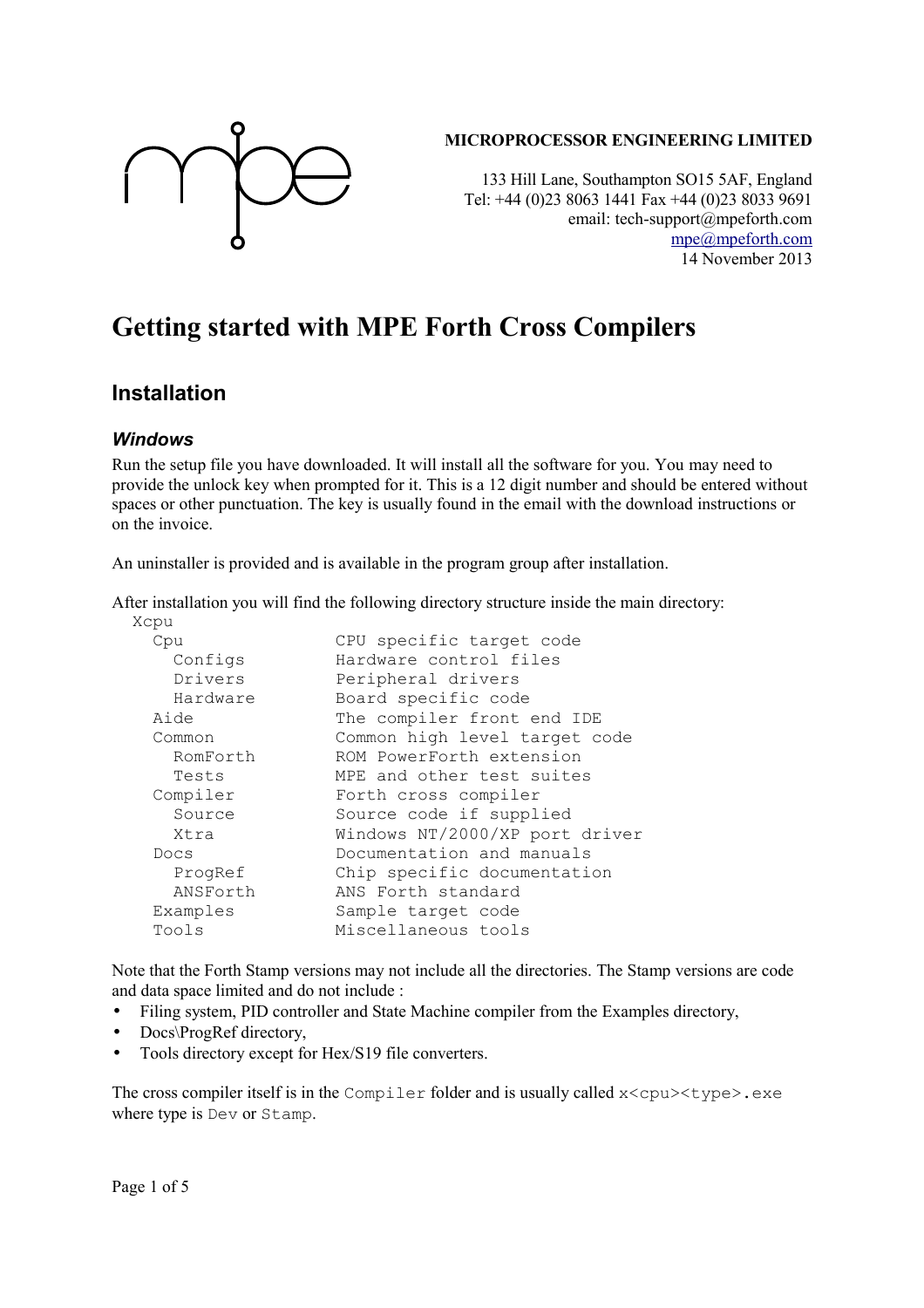**MICROPROCESSOR ENGINEERING LIMITED**

133 Hill Lane, Southampton SO15 5AF, England
Tel: +44 (0)23 8063 1441 Fax +44 (0)23 8033 9691
email: tech-support@mpeforth.com
mpe@mpeforth.com
14 November 2013

# Getting started with MPE Forth Cross Compilers

## Installation

### *Windows*

Run the setup file you have downloaded. It will install all the software for you. You may need to provide the unlock key when prompted for it. This is a 12 digit number and should be entered without spaces or other punctuation. The key is usually found in the email with the download instructions or on the invoice.

An uninstaller is provided and is available in the program group after installation.

After installation you will find the following directory structure inside the main directory:

```
Xcpu
  Cpu                 CPU specific target code
    Configs           Hardware control files
    Drivers           Peripheral drivers
    Hardware          Board specific code
  Aide                The compiler front end IDE
  Common              Common high level target code
    RomForth          ROM PowerForth extension
    Tests             MPE and other test suites
  Compiler            Forth cross compiler
    Source            Source code if supplied
    Xtra              Windows NT/2000/XP port driver
  Docs                Documentation and manuals
    ProgRef           Chip specific documentation
    ANSForth          ANS Forth standard
  Examples            Sample target code
  Tools               Miscellaneous tools
```

Note that the Forth Stamp versions may not include all the directories. The Stamp versions are code and data space limited and do not include :

- Filing system, PID controller and State Machine compiler from the Examples directory,
- Docs\ProgRef directory,
- Tools directory except for Hex/S19 file converters.

The cross compiler itself is in the `Compiler` folder and is usually called `x<cpu><type>.exe` where type is `Dev` or `Stamp`.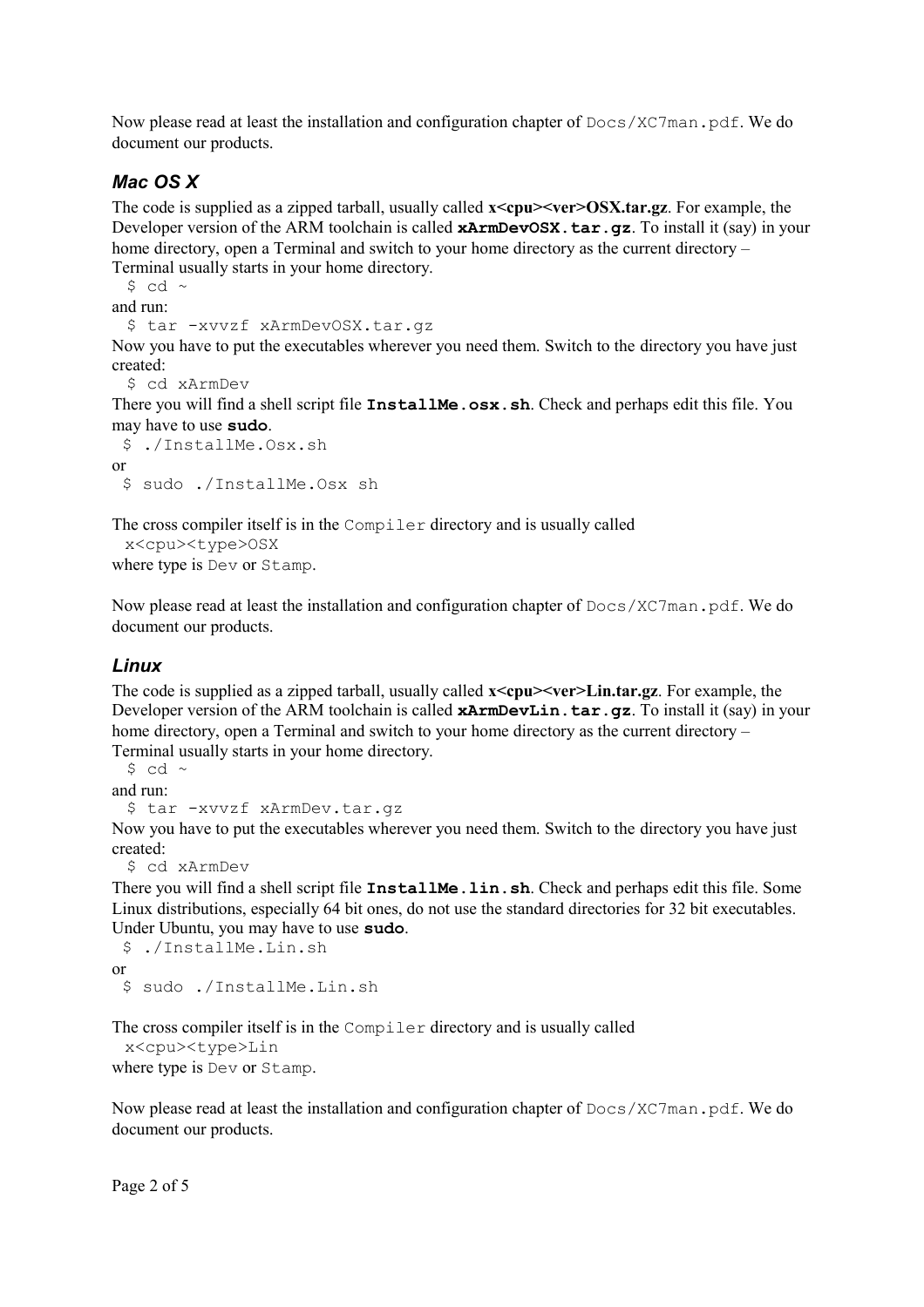Now please read at least the installation and configuration chapter of `Docs/XC7man.pdf`. We do document our products.

### *Mac OS X*

The code is supplied as a zipped tarball, usually called **x<cpu><ver>OSX.tar.gz**. For example, the Developer version of the ARM toolchain is called **`xArmDevOSX.tar.gz`**. To install it (say) in your home directory, open a Terminal and switch to your home directory as the current directory – Terminal usually starts in your home directory.

```
$ cd ~
```

and run:

```
$ tar -xvvzf xArmDevOSX.tar.gz
```

Now you have to put the executables wherever you need them. Switch to the directory you have just created:

```
$ cd xArmDev
```

There you will find a shell script file **`InstallMe.osx.sh`**. Check and perhaps edit this file. You may have to use **`sudo`**.

```
$ ./InstallMe.Osx.sh
```

or

```
$ sudo ./InstallMe.Osx sh
```

The cross compiler itself is in the `Compiler` directory and is usually called

```
x<cpu><type>OSX
```

where type is `Dev` or `Stamp`.

Now please read at least the installation and configuration chapter of `Docs/XC7man.pdf`. We do document our products.

### *Linux*

The code is supplied as a zipped tarball, usually called **x<cpu><ver>Lin.tar.gz**. For example, the Developer version of the ARM toolchain is called **`xArmDevLin.tar.gz`**. To install it (say) in your home directory, open a Terminal and switch to your home directory as the current directory – Terminal usually starts in your home directory.

```
$ cd ~
```

and run:

```
$ tar -xvvzf xArmDev.tar.gz
```

Now you have to put the executables wherever you need them. Switch to the directory you have just created:

```
$ cd xArmDev
```

There you will find a shell script file **`InstallMe.lin.sh`**. Check and perhaps edit this file. Some Linux distributions, especially 64 bit ones, do not use the standard directories for 32 bit executables. Under Ubuntu, you may have to use **`sudo`**.

```
$ ./InstallMe.Lin.sh
```

or

```
$ sudo ./InstallMe.Lin.sh
```

The cross compiler itself is in the `Compiler` directory and is usually called

```
x<cpu><type>Lin
```

where type is `Dev` or `Stamp`.

Now please read at least the installation and configuration chapter of `Docs/XC7man.pdf`. We do document our products.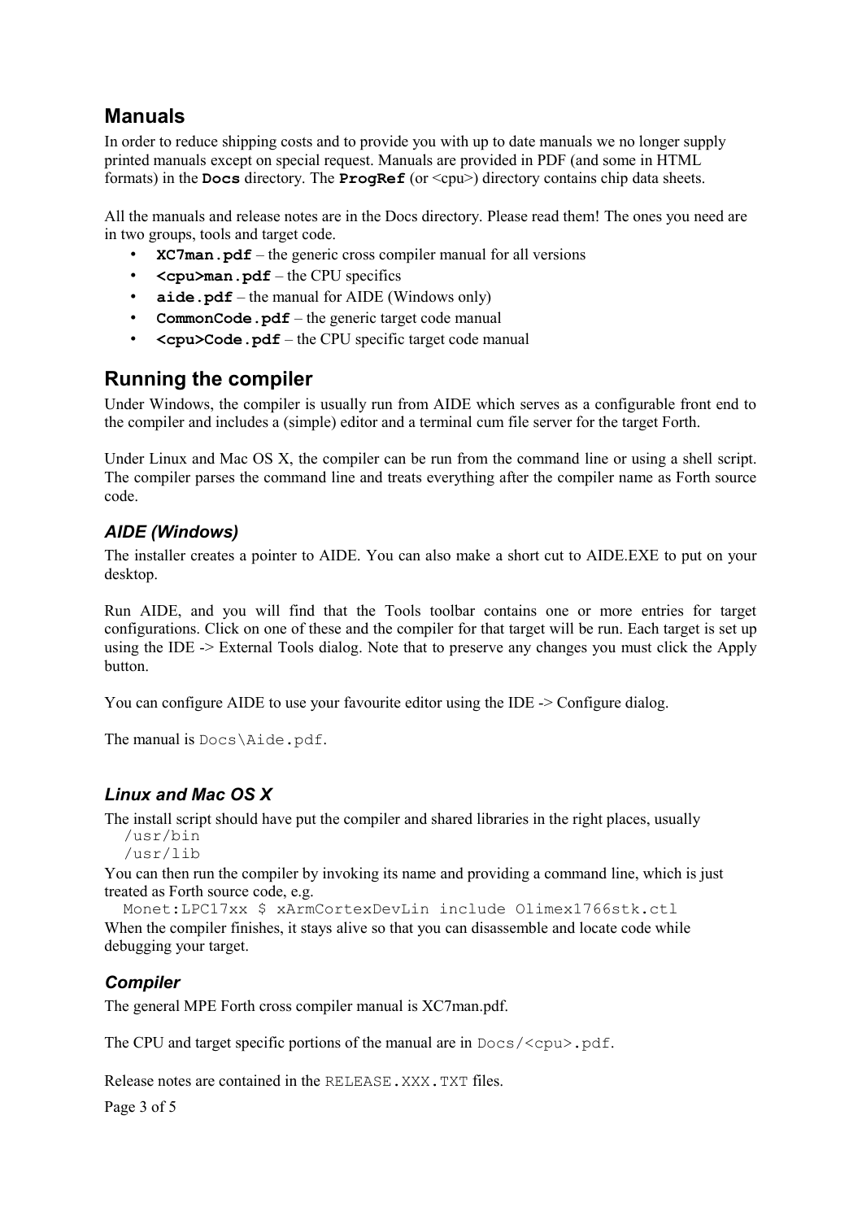## Manuals

In order to reduce shipping costs and to provide you with up to date manuals we no longer supply printed manuals except on special request. Manuals are provided in PDF (and some in HTML formats) in the **`Docs`** directory. The **`ProgRef`** (or <cpu>) directory contains chip data sheets.

All the manuals and release notes are in the Docs directory. Please read them! The ones you need are in two groups, tools and target code.

- **`XC7man.pdf`** – the generic cross compiler manual for all versions
- **`<cpu>man.pdf`** – the CPU specifics
- **`aide.pdf`** – the manual for AIDE (Windows only)
- **`CommonCode.pdf`** – the generic target code manual
- **`<cpu>Code.pdf`** – the CPU specific target code manual

## Running the compiler

Under Windows, the compiler is usually run from AIDE which serves as a configurable front end to the compiler and includes a (simple) editor and a terminal cum file server for the target Forth.

Under Linux and Mac OS X, the compiler can be run from the command line or using a shell script. The compiler parses the command line and treats everything after the compiler name as Forth source code.

### *AIDE (Windows)*

The installer creates a pointer to AIDE. You can also make a short cut to AIDE.EXE to put on your desktop.

Run AIDE, and you will find that the Tools toolbar contains one or more entries for target configurations. Click on one of these and the compiler for that target will be run. Each target is set up using the IDE -> External Tools dialog. Note that to preserve any changes you must click the Apply button.

You can configure AIDE to use your favourite editor using the IDE -> Configure dialog.

The manual is `Docs\Aide.pdf`.

### *Linux and Mac OS X*

The install script should have put the compiler and shared libraries in the right places, usually

```
/usr/bin
/usr/lib
```

You can then run the compiler by invoking its name and providing a command line, which is just treated as Forth source code, e.g.

```
Monet:LPC17xx $ xArmCortexDevLin include Olimex1766stk.ctl
```

When the compiler finishes, it stays alive so that you can disassemble and locate code while debugging your target.

### *Compiler*

The general MPE Forth cross compiler manual is XC7man.pdf.

The CPU and target specific portions of the manual are in `Docs/<cpu>.pdf`.

Release notes are contained in the `RELEASE.XXX.TXT` files.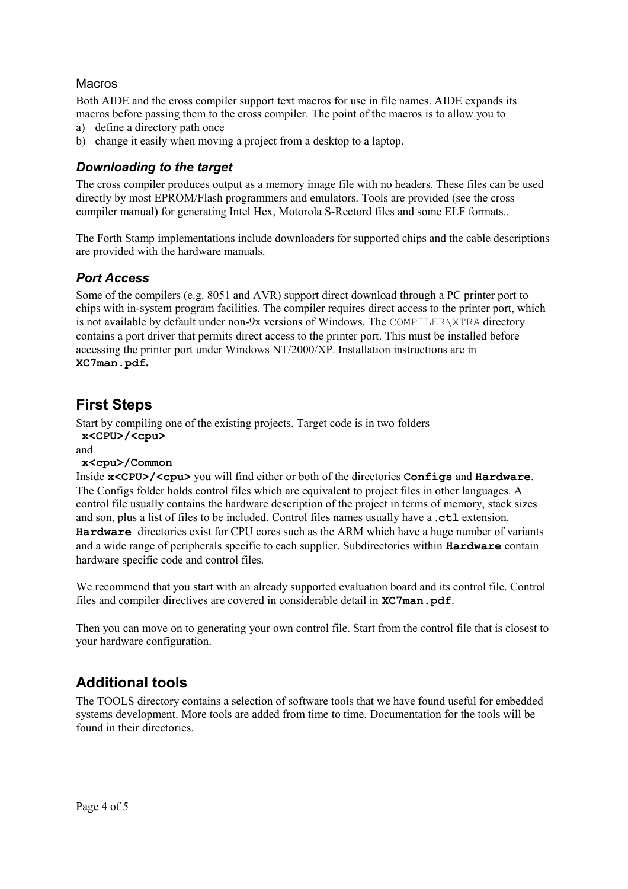### Macros

Both AIDE and the cross compiler support text macros for use in file names. AIDE expands its macros before passing them to the cross compiler. The point of the macros is to allow you to

a) define a directory path once
b) change it easily when moving a project from a desktop to a laptop.

### *Downloading to the target*

The cross compiler produces output as a memory image file with no headers. These files can be used directly by most EPROM/Flash programmers and emulators. Tools are provided (see the cross compiler manual) for generating Intel Hex, Motorola S-Rectord files and some ELF formats..

The Forth Stamp implementations include downloaders for supported chips and the cable descriptions are provided with the hardware manuals.

### *Port Access*

Some of the compilers (e.g. 8051 and AVR) support direct download through a PC printer port to chips with in-system program facilities. The compiler requires direct access to the printer port, which is not available by default under non-9x versions of Windows. The `COMPILER\XTRA` directory contains a port driver that permits direct access to the printer port. This must be installed before accessing the printer port under Windows NT/2000/XP. Installation instructions are in **`XC7man.pdf.`**

## First Steps

Start by compiling one of the existing projects. Target code is in two folders

**`x<CPU>/<cpu>`**

and

**`x<cpu>/Common`**

Inside **`x<CPU>/<cpu>`** you will find either or both of the directories **`Configs`** and **`Hardware`**. The Configs folder holds control files which are equivalent to project files in other languages. A control file usually contains the hardware description of the project in terms of memory, stack sizes and son, plus a list of files to be included. Control files names usually have a **`.ctl`** extension. **`Hardware`** directories exist for CPU cores such as the ARM which have a huge number of variants and a wide range of peripherals specific to each supplier. Subdirectories within **`Hardware`** contain hardware specific code and control files.

We recommend that you start with an already supported evaluation board and its control file. Control files and compiler directives are covered in considerable detail in **`XC7man.pdf`**.

Then you can move on to generating your own control file. Start from the control file that is closest to your hardware configuration.

## Additional tools

The TOOLS directory contains a selection of software tools that we have found useful for embedded systems development. More tools are added from time to time. Documentation for the tools will be found in their directories.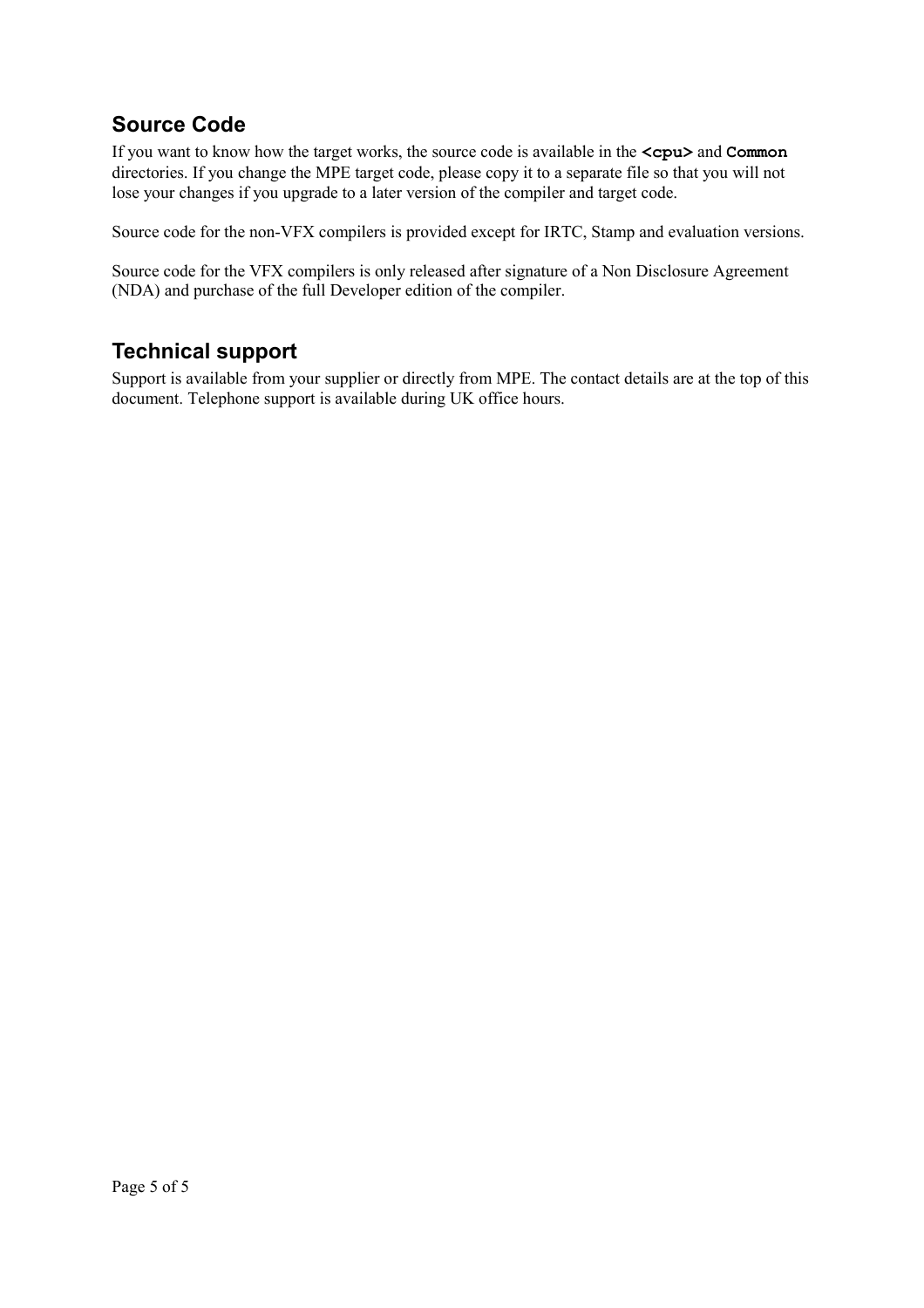## Source Code

If you want to know how the target works, the source code is available in the **`<cpu>`** and **`Common`** directories. If you change the MPE target code, please copy it to a separate file so that you will not lose your changes if you upgrade to a later version of the compiler and target code.

Source code for the non-VFX compilers is provided except for IRTC, Stamp and evaluation versions.

Source code for the VFX compilers is only released after signature of a Non Disclosure Agreement (NDA) and purchase of the full Developer edition of the compiler.

## Technical support

Support is available from your supplier or directly from MPE. The contact details are at the top of this document. Telephone support is available during UK office hours.